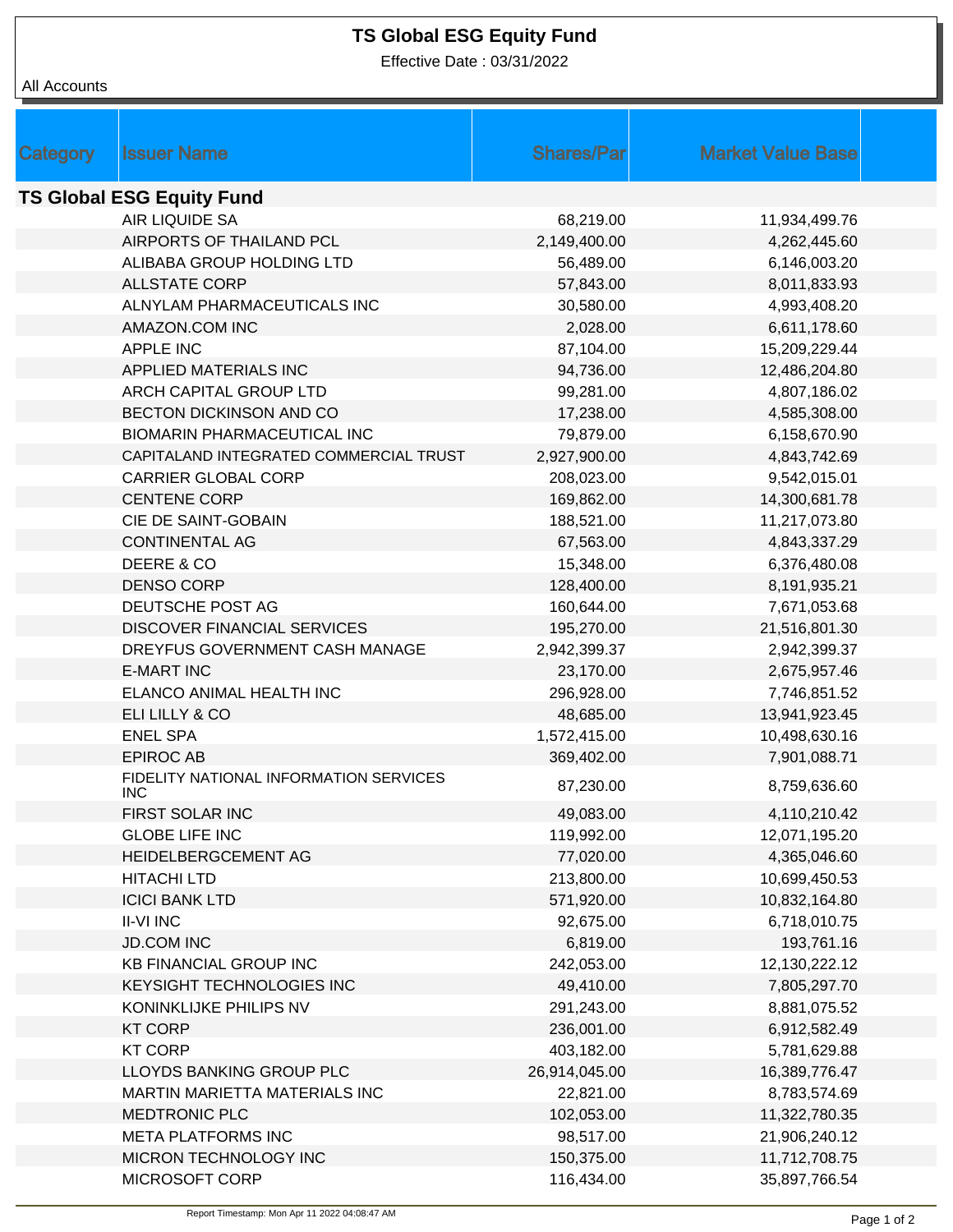# TS Global ESG Equity Fund

Effective Date : 03/31/2022

All Accounts

| Category | Issuer Name | Shares/Par | Market Value Base |
|---|---|---|---|
| **TS Global ESG Equity Fund** | | | |
| | AIR LIQUIDE SA | 68,219.00 | 11,934,499.76 |
| | AIRPORTS OF THAILAND PCL | 2,149,400.00 | 4,262,445.60 |
| | ALIBABA GROUP HOLDING LTD | 56,489.00 | 6,146,003.20 |
| | ALLSTATE CORP | 57,843.00 | 8,011,833.93 |
| | ALNYLAM PHARMACEUTICALS INC | 30,580.00 | 4,993,408.20 |
| | AMAZON.COM INC | 2,028.00 | 6,611,178.60 |
| | APPLE INC | 87,104.00 | 15,209,229.44 |
| | APPLIED MATERIALS INC | 94,736.00 | 12,486,204.80 |
| | ARCH CAPITAL GROUP LTD | 99,281.00 | 4,807,186.02 |
| | BECTON DICKINSON AND CO | 17,238.00 | 4,585,308.00 |
| | BIOMARIN PHARMACEUTICAL INC | 79,879.00 | 6,158,670.90 |
| | CAPITALAND INTEGRATED COMMERCIAL TRUST | 2,927,900.00 | 4,843,742.69 |
| | CARRIER GLOBAL CORP | 208,023.00 | 9,542,015.01 |
| | CENTENE CORP | 169,862.00 | 14,300,681.78 |
| | CIE DE SAINT-GOBAIN | 188,521.00 | 11,217,073.80 |
| | CONTINENTAL AG | 67,563.00 | 4,843,337.29 |
| | DEERE & CO | 15,348.00 | 6,376,480.08 |
| | DENSO CORP | 128,400.00 | 8,191,935.21 |
| | DEUTSCHE POST AG | 160,644.00 | 7,671,053.68 |
| | DISCOVER FINANCIAL SERVICES | 195,270.00 | 21,516,801.30 |
| | DREYFUS GOVERNMENT CASH MANAGE | 2,942,399.37 | 2,942,399.37 |
| | E-MART INC | 23,170.00 | 2,675,957.46 |
| | ELANCO ANIMAL HEALTH INC | 296,928.00 | 7,746,851.52 |
| | ELI LILLY & CO | 48,685.00 | 13,941,923.45 |
| | ENEL SPA | 1,572,415.00 | 10,498,630.16 |
| | EPIROC AB | 369,402.00 | 7,901,088.71 |
| | FIDELITY NATIONAL INFORMATION SERVICES INC | 87,230.00 | 8,759,636.60 |
| | FIRST SOLAR INC | 49,083.00 | 4,110,210.42 |
| | GLOBE LIFE INC | 119,992.00 | 12,071,195.20 |
| | HEIDELBERGCEMENT AG | 77,020.00 | 4,365,046.60 |
| | HITACHI LTD | 213,800.00 | 10,699,450.53 |
| | ICICI BANK LTD | 571,920.00 | 10,832,164.80 |
| | II-VI INC | 92,675.00 | 6,718,010.75 |
| | JD.COM INC | 6,819.00 | 193,761.16 |
| | KB FINANCIAL GROUP INC | 242,053.00 | 12,130,222.12 |
| | KEYSIGHT TECHNOLOGIES INC | 49,410.00 | 7,805,297.70 |
| | KONINKLIJKE PHILIPS NV | 291,243.00 | 8,881,075.52 |
| | KT CORP | 236,001.00 | 6,912,582.49 |
| | KT CORP | 403,182.00 | 5,781,629.88 |
| | LLOYDS BANKING GROUP PLC | 26,914,045.00 | 16,389,776.47 |
| | MARTIN MARIETTA MATERIALS INC | 22,821.00 | 8,783,574.69 |
| | MEDTRONIC PLC | 102,053.00 | 11,322,780.35 |
| | META PLATFORMS INC | 98,517.00 | 21,906,240.12 |
| | MICRON TECHNOLOGY INC | 150,375.00 | 11,712,708.75 |
| | MICROSOFT CORP | 116,434.00 | 35,897,766.54 |

Report Timestamp: Mon Apr 11 2022 04:08:47 AM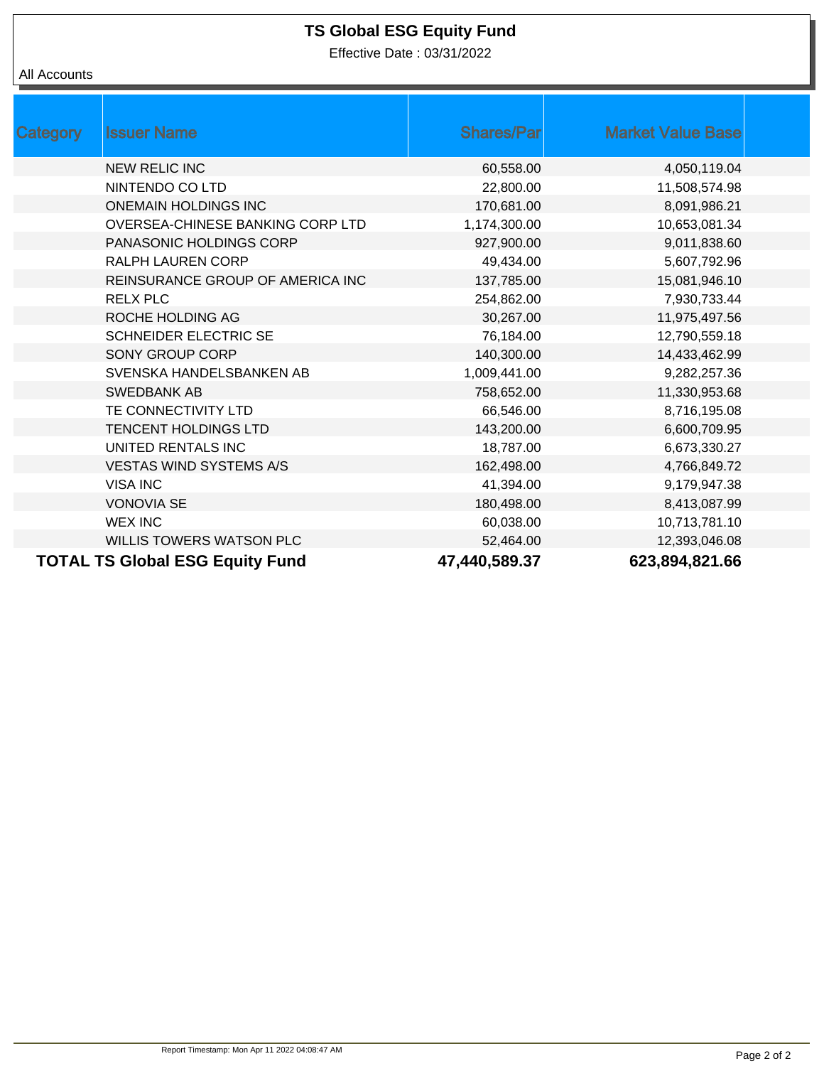# TS Global ESG Equity Fund

Effective Date : 03/31/2022

All Accounts

| Category | Issuer Name | Shares/Par | Market Value Base |
|---|---|---|---|
| | NEW RELIC INC | 60,558.00 | 4,050,119.04 |
| | NINTENDO CO LTD | 22,800.00 | 11,508,574.98 |
| | ONEMAIN HOLDINGS INC | 170,681.00 | 8,091,986.21 |
| | OVERSEA-CHINESE BANKING CORP LTD | 1,174,300.00 | 10,653,081.34 |
| | PANASONIC HOLDINGS CORP | 927,900.00 | 9,011,838.60 |
| | RALPH LAUREN CORP | 49,434.00 | 5,607,792.96 |
| | REINSURANCE GROUP OF AMERICA INC | 137,785.00 | 15,081,946.10 |
| | RELX PLC | 254,862.00 | 7,930,733.44 |
| | ROCHE HOLDING AG | 30,267.00 | 11,975,497.56 |
| | SCHNEIDER ELECTRIC SE | 76,184.00 | 12,790,559.18 |
| | SONY GROUP CORP | 140,300.00 | 14,433,462.99 |
| | SVENSKA HANDELSBANKEN AB | 1,009,441.00 | 9,282,257.36 |
| | SWEDBANK AB | 758,652.00 | 11,330,953.68 |
| | TE CONNECTIVITY LTD | 66,546.00 | 8,716,195.08 |
| | TENCENT HOLDINGS LTD | 143,200.00 | 6,600,709.95 |
| | UNITED RENTALS INC | 18,787.00 | 6,673,330.27 |
| | VESTAS WIND SYSTEMS A/S | 162,498.00 | 4,766,849.72 |
| | VISA INC | 41,394.00 | 9,179,947.38 |
| | VONOVIA SE | 180,498.00 | 8,413,087.99 |
| | WEX INC | 60,038.00 | 10,713,781.10 |
| | WILLIS TOWERS WATSON PLC | 52,464.00 | 12,393,046.08 |
| **TOTAL TS Global ESG Equity Fund** | | **47,440,589.37** | **623,894,821.66** |

Report Timestamp: Mon Apr 11 2022 04:08:47 AM